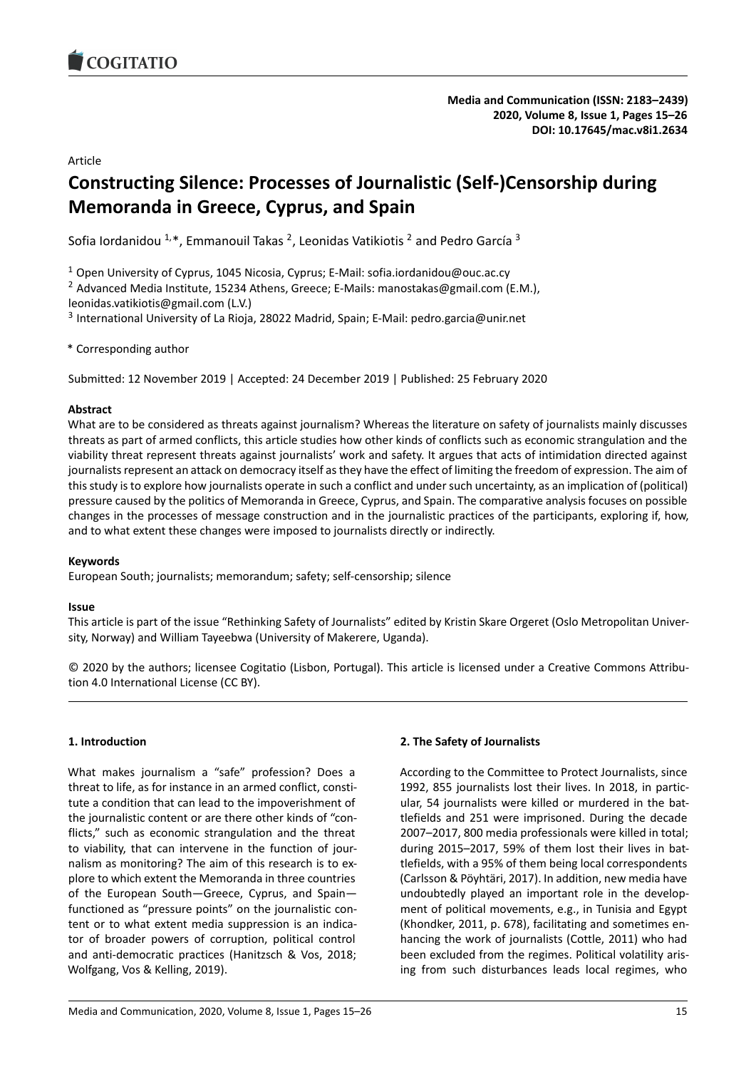Article

# Constructing Silence: Processes of Journalistic (Self-)Censorship during Memoranda in Greece, Cyprus, and Spain

Sofia Iordanidou [1,*], Emmanouil Takas [2], Leonidas Vatikiotis [2] and Pedro García [3]

[1] Open University of Cyprus, 1045 Nicosia, Cyprus; E-Mail: sofia.iordanidou@ouc.ac.cy

[2] Advanced Media Institute, 15234 Athens, Greece; E-Mails: manostakas@gmail.com (E.M.), leonidas.vatikiotis@gmail.com (L.V.)

[3] International University of La Rioja, 28022 Madrid, Spain; E-Mail: pedro.garcia@unir.net

* Corresponding author

Submitted: 12 November 2019 | Accepted: 24 December 2019 | Published: 25 February 2020

### Abstract

What are to be considered as threats against journalism? Whereas the literature on safety of journalists mainly discusses threats as part of armed conflicts, this article studies how other kinds of conflicts such as economic strangulation and the viability threat represent threats against journalists' work and safety. It argues that acts of intimidation directed against journalists represent an attack on democracy itself as they have the effect of limiting the freedom of expression. The aim of this study is to explore how journalists operate in such a conflict and under such uncertainty, as an implication of (political) pressure caused by the politics of Memoranda in Greece, Cyprus, and Spain. The comparative analysis focuses on possible changes in the processes of message construction and in the journalistic practices of the participants, exploring if, how, and to what extent these changes were imposed to journalists directly or indirectly.

### Keywords

European South; journalists; memorandum; safety; self-censorship; silence

### Issue

This article is part of the issue "Rethinking Safety of Journalists" edited by Kristin Skare Orgeret (Oslo Metropolitan University, Norway) and William Tayeebwa (University of Makerere, Uganda).

© 2020 by the authors; licensee Cogitatio (Lisbon, Portugal). This article is licensed under a Creative Commons Attribution 4.0 International License (CC BY).

## 1. Introduction

What makes journalism a "safe" profession? Does a threat to life, as for instance in an armed conflict, constitute a condition that can lead to the impoverishment of the journalistic content or are there other kinds of "conflicts," such as economic strangulation and the threat to viability, that can intervene in the function of journalism as monitoring? The aim of this research is to explore to which extent the Memoranda in three countries of the European South—Greece, Cyprus, and Spain—functioned as "pressure points" on the journalistic content or to what extent media suppression is an indicator of broader powers of corruption, political control and anti-democratic practices (Hanitzsch & Vos, 2018; Wolfgang, Vos & Kelling, 2019).

## 2. The Safety of Journalists

According to the Committee to Protect Journalists, since 1992, 855 journalists lost their lives. In 2018, in particular, 54 journalists were killed or murdered in the battlefields and 251 were imprisoned. During the decade 2007–2017, 800 media professionals were killed in total; during 2015–2017, 59% of them lost their lives in battlefields, with a 95% of them being local correspondents (Carlsson & Pöyhtäri, 2017). In addition, new media have undoubtedly played an important role in the development of political movements, e.g., in Tunisia and Egypt (Khondker, 2011, p. 678), facilitating and sometimes enhancing the work of journalists (Cottle, 2011) who had been excluded from the regimes. Political volatility arising from such disturbances leads local regimes, who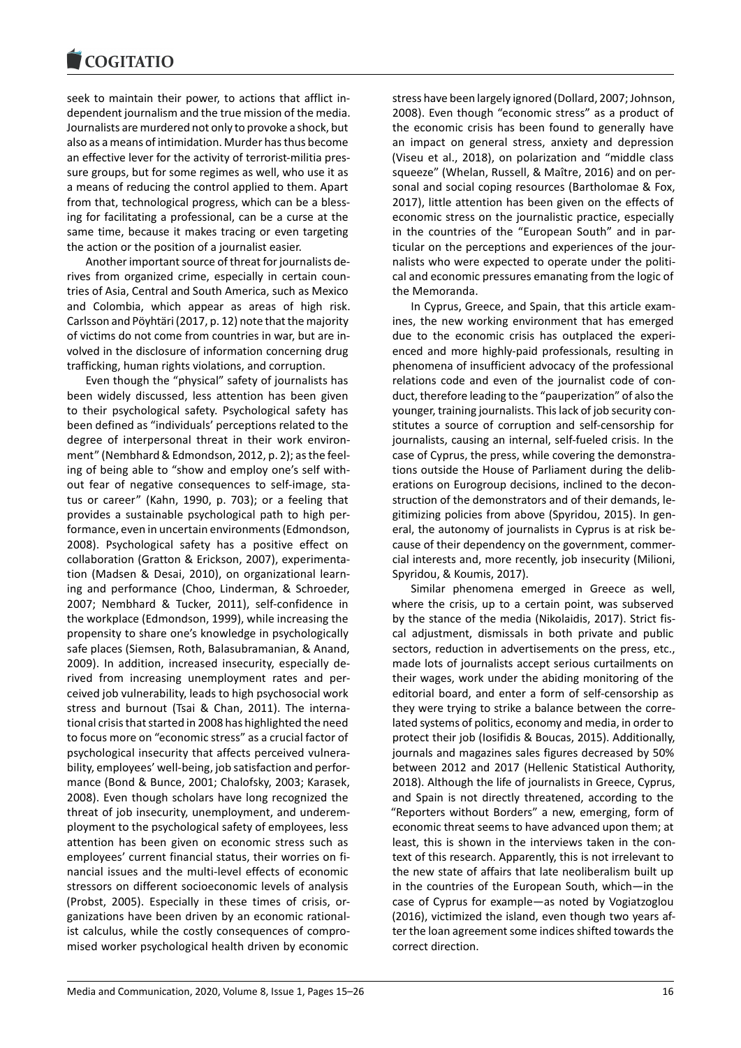seek to maintain their power, to actions that afflict independent journalism and the true mission of the media. Journalists are murdered not only to provoke a shock, but also as a means of intimidation. Murder has thus become an effective lever for the activity of terrorist-militia pressure groups, but for some regimes as well, who use it as a means of reducing the control applied to them. Apart from that, technological progress, which can be a blessing for facilitating a professional, can be a curse at the same time, because it makes tracing or even targeting the action or the position of a journalist easier.

Another important source of threat for journalists derives from organized crime, especially in certain countries of Asia, Central and South America, such as Mexico and Colombia, which appear as areas of high risk. Carlsson and Pöyhtäri (2017, p. 12) note that the majority of victims do not come from countries in war, but are involved in the disclosure of information concerning drug trafficking, human rights violations, and corruption.

Even though the "physical" safety of journalists has been widely discussed, less attention has been given to their psychological safety. Psychological safety has been defined as "individuals' perceptions related to the degree of interpersonal threat in their work environment" (Nembhard & Edmondson, 2012, p. 2); as the feeling of being able to "show and employ one's self without fear of negative consequences to self-image, status or career" (Kahn, 1990, p. 703); or a feeling that provides a sustainable psychological path to high performance, even in uncertain environments (Edmondson, 2008). Psychological safety has a positive effect on collaboration (Gratton & Erickson, 2007), experimentation (Madsen & Desai, 2010), on organizational learning and performance (Choo, Linderman, & Schroeder, 2007; Nembhard & Tucker, 2011), self-confidence in the workplace (Edmondson, 1999), while increasing the propensity to share one's knowledge in psychologically safe places (Siemsen, Roth, Balasubramanian, & Anand, 2009). In addition, increased insecurity, especially derived from increasing unemployment rates and perceived job vulnerability, leads to high psychosocial work stress and burnout (Tsai & Chan, 2011). The international crisis that started in 2008 has highlighted the need to focus more on "economic stress" as a crucial factor of psychological insecurity that affects perceived vulnerability, employees' well-being, job satisfaction and performance (Bond & Bunce, 2001; Chalofsky, 2003; Karasek, 2008). Even though scholars have long recognized the threat of job insecurity, unemployment, and underemployment to the psychological safety of employees, less attention has been given on economic stress such as employees' current financial status, their worries on financial issues and the multi-level effects of economic stressors on different socioeconomic levels of analysis (Probst, 2005). Especially in these times of crisis, organizations have been driven by an economic rationalist calculus, while the costly consequences of compromised worker psychological health driven by economic stress have been largely ignored (Dollard, 2007; Johnson, 2008). Even though "economic stress" as a product of the economic crisis has been found to generally have an impact on general stress, anxiety and depression (Viseu et al., 2018), on polarization and "middle class squeeze" (Whelan, Russell, & Maître, 2016) and on personal and social coping resources (Bartholomae & Fox, 2017), little attention has been given on the effects of economic stress on the journalistic practice, especially in the countries of the "European South" and in particular on the perceptions and experiences of the journalists who were expected to operate under the political and economic pressures emanating from the logic of the Memoranda.

In Cyprus, Greece, and Spain, that this article examines, the new working environment that has emerged due to the economic crisis has outplaced the experienced and more highly-paid professionals, resulting in phenomena of insufficient advocacy of the professional relations code and even of the journalist code of conduct, therefore leading to the "pauperization" of also the younger, training journalists. This lack of job security constitutes a source of corruption and self-censorship for journalists, causing an internal, self-fueled crisis. In the case of Cyprus, the press, while covering the demonstrations outside the House of Parliament during the deliberations on Eurogroup decisions, inclined to the deconstruction of the demonstrators and of their demands, legitimizing policies from above (Spyridou, 2015). In general, the autonomy of journalists in Cyprus is at risk because of their dependency on the government, commercial interests and, more recently, job insecurity (Milioni, Spyridou, & Koumis, 2017).

Similar phenomena emerged in Greece as well, where the crisis, up to a certain point, was subserved by the stance of the media (Nikolaidis, 2017). Strict fiscal adjustment, dismissals in both private and public sectors, reduction in advertisements on the press, etc., made lots of journalists accept serious curtailments on their wages, work under the abiding monitoring of the editorial board, and enter a form of self-censorship as they were trying to strike a balance between the correlated systems of politics, economy and media, in order to protect their job (Iosifidis & Boucas, 2015). Additionally, journals and magazines sales figures decreased by 50% between 2012 and 2017 (Hellenic Statistical Authority, 2018). Although the life of journalists in Greece, Cyprus, and Spain is not directly threatened, according to the "Reporters without Borders" a new, emerging, form of economic threat seems to have advanced upon them; at least, this is shown in the interviews taken in the context of this research. Apparently, this is not irrelevant to the new state of affairs that late neoliberalism built up in the countries of the European South, which—in the case of Cyprus for example—as noted by Vogiatzoglou (2016), victimized the island, even though two years after the loan agreement some indices shifted towards the correct direction.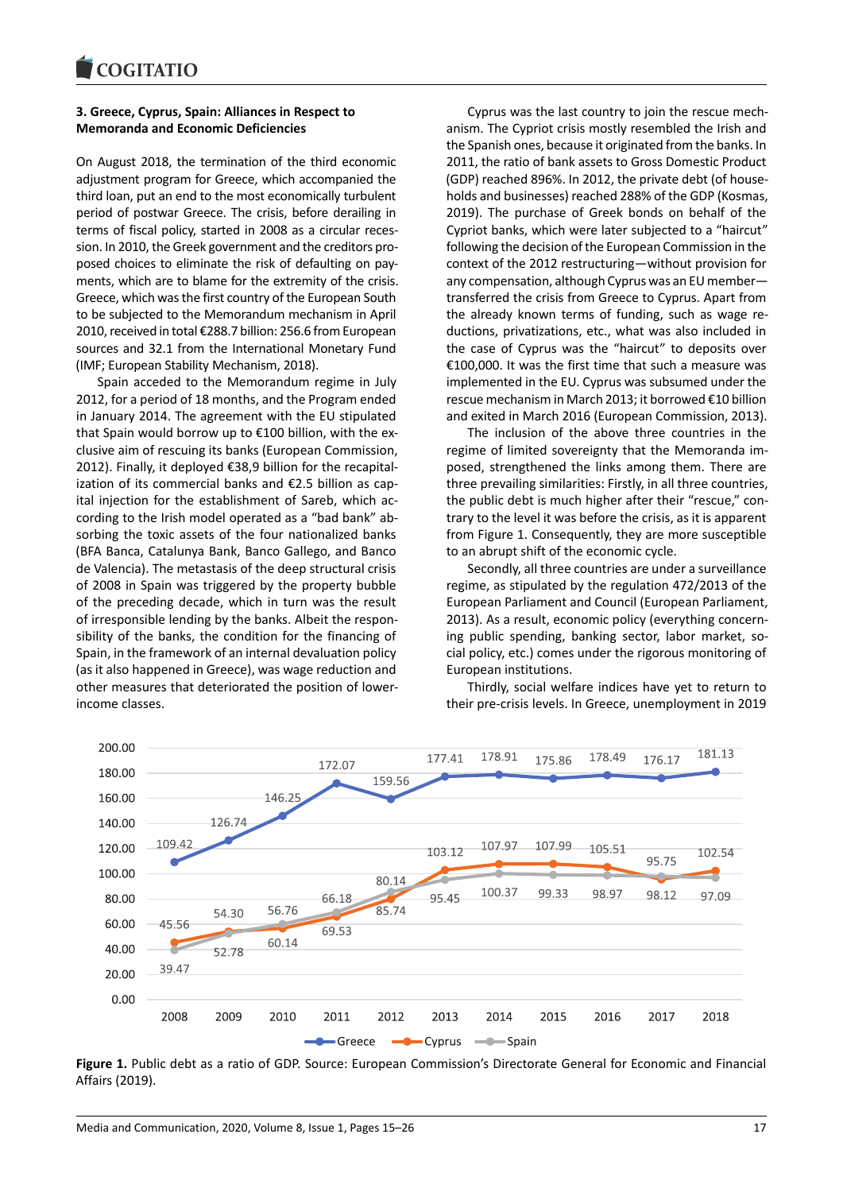### 3. Greece, Cyprus, Spain: Alliances in Respect to Memoranda and Economic Deficiencies

On August 2018, the termination of the third economic adjustment program for Greece, which accompanied the third loan, put an end to the most economically turbulent period of postwar Greece. The crisis, before derailing in terms of fiscal policy, started in 2008 as a circular recession. In 2010, the Greek government and the creditors proposed choices to eliminate the risk of defaulting on payments, which are to blame for the extremity of the crisis. Greece, which was the first country of the European South to be subjected to the Memorandum mechanism in April 2010, received in total €288.7 billion: 256.6 from European sources and 32.1 from the International Monetary Fund (IMF; European Stability Mechanism, 2018).

Spain acceded to the Memorandum regime in July 2012, for a period of 18 months, and the Program ended in January 2014. The agreement with the EU stipulated that Spain would borrow up to €100 billion, with the exclusive aim of rescuing its banks (European Commission, 2012). Finally, it deployed €38,9 billion for the recapitalization of its commercial banks and €2.5 billion as capital injection for the establishment of Sareb, which according to the Irish model operated as a "bad bank" absorbing the toxic assets of the four nationalized banks (BFA Banca, Catalunya Bank, Banco Gallego, and Banco de Valencia). The metastasis of the deep structural crisis of 2008 in Spain was triggered by the property bubble of the preceding decade, which in turn was the result of irresponsible lending by the banks. Albeit the responsibility of the banks, the condition for the financing of Spain, in the framework of an internal devaluation policy (as it also happened in Greece), was wage reduction and other measures that deteriorated the position of lower-income classes.

Cyprus was the last country to join the rescue mechanism. The Cypriot crisis mostly resembled the Irish and the Spanish ones, because it originated from the banks. In 2011, the ratio of bank assets to Gross Domestic Product (GDP) reached 896%. In 2012, the private debt (of households and businesses) reached 288% of the GDP (Kosmas, 2019). The purchase of Greek bonds on behalf of the Cypriot banks, which were later subjected to a "haircut" following the decision of the European Commission in the context of the 2012 restructuring—without provision for any compensation, although Cyprus was an EU member—transferred the crisis from Greece to Cyprus. Apart from the already known terms of funding, such as wage reductions, privatizations, etc., what was also included in the case of Cyprus was the "haircut" to deposits over €100,000. It was the first time that such a measure was implemented in the EU. Cyprus was subsumed under the rescue mechanism in March 2013; it borrowed €10 billion and exited in March 2016 (European Commission, 2013).

The inclusion of the above three countries in the regime of limited sovereignty that the Memoranda imposed, strengthened the links among them. There are three prevailing similarities: Firstly, in all three countries, the public debt is much higher after their "rescue," contrary to the level it was before the crisis, as it is apparent from Figure 1. Consequently, they are more susceptible to an abrupt shift of the economic cycle.

Secondly, all three countries are under a surveillance regime, as stipulated by the regulation 472/2013 of the European Parliament and Council (European Parliament, 2013). As a result, economic policy (everything concerning public spending, banking sector, labor market, social policy, etc.) comes under the rigorous monitoring of European institutions.

Thirdly, social welfare indices have yet to return to their pre-crisis levels. In Greece, unemployment in 2019

| Year | Greece | Cyprus | Spain |
|---|---|---|---|
| 2008 | 109.42 | 45.56 | 39.47 |
| 2009 | 126.74 | 54.30 | 52.78 |
| 2010 | 146.25 | 56.76 | 60.14 |
| 2011 | 172.07 | 66.18 | 69.53 |
| 2012 | 159.56 | 80.14 | 85.74 |
| 2013 | 177.41 | 103.12 | 95.45 |
| 2014 | 178.91 | 107.97 | 100.37 |
| 2015 | 175.86 | 107.99 | 99.33 |
| 2016 | 178.49 | 105.51 | 98.97 |
| 2017 | 176.17 | 95.75 | 98.12 |
| 2018 | 181.13 | 102.54 | 97.09 |

**Figure 1.** Public debt as a ratio of GDP. Source: European Commission's Directorate General for Economic and Financial Affairs (2019).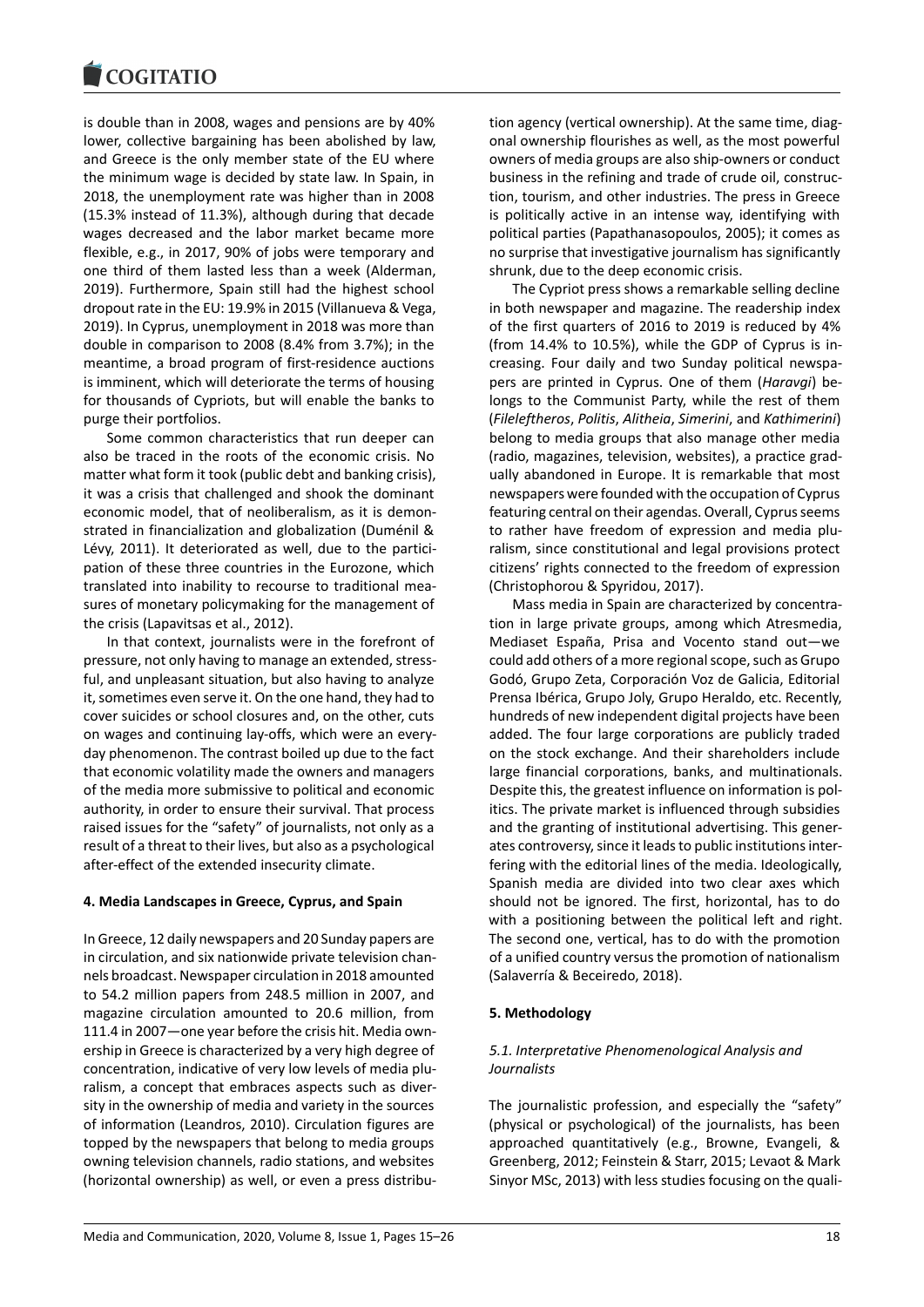is double than in 2008, wages and pensions are by 40% lower, collective bargaining has been abolished by law, and Greece is the only member state of the EU where the minimum wage is decided by state law. In Spain, in 2018, the unemployment rate was higher than in 2008 (15.3% instead of 11.3%), although during that decade wages decreased and the labor market became more flexible, e.g., in 2017, 90% of jobs were temporary and one third of them lasted less than a week (Alderman, 2019). Furthermore, Spain still had the highest school dropout rate in the EU: 19.9% in 2015 (Villanueva & Vega, 2019). In Cyprus, unemployment in 2018 was more than double in comparison to 2008 (8.4% from 3.7%); in the meantime, a broad program of first-residence auctions is imminent, which will deteriorate the terms of housing for thousands of Cypriots, but will enable the banks to purge their portfolios.

Some common characteristics that run deeper can also be traced in the roots of the economic crisis. No matter what form it took (public debt and banking crisis), it was a crisis that challenged and shook the dominant economic model, that of neoliberalism, as it is demonstrated in financialization and globalization (Duménil & Lévy, 2011). It deteriorated as well, due to the participation of these three countries in the Eurozone, which translated into inability to recourse to traditional measures of monetary policymaking for the management of the crisis (Lapavitsas et al., 2012).

In that context, journalists were in the forefront of pressure, not only having to manage an extended, stressful, and unpleasant situation, but also having to analyze it, sometimes even serve it. On the one hand, they had to cover suicides or school closures and, on the other, cuts on wages and continuing lay-offs, which were an everyday phenomenon. The contrast boiled up due to the fact that economic volatility made the owners and managers of the media more submissive to political and economic authority, in order to ensure their survival. That process raised issues for the "safety" of journalists, not only as a result of a threat to their lives, but also as a psychological after-effect of the extended insecurity climate.

## 4. Media Landscapes in Greece, Cyprus, and Spain

In Greece, 12 daily newspapers and 20 Sunday papers are in circulation, and six nationwide private television channels broadcast. Newspaper circulation in 2018 amounted to 54.2 million papers from 248.5 million in 2007, and magazine circulation amounted to 20.6 million, from 111.4 in 2007—one year before the crisis hit. Media ownership in Greece is characterized by a very high degree of concentration, indicative of very low levels of media pluralism, a concept that embraces aspects such as diversity in the ownership of media and variety in the sources of information (Leandros, 2010). Circulation figures are topped by the newspapers that belong to media groups owning television channels, radio stations, and websites (horizontal ownership) as well, or even a press distribution agency (vertical ownership). At the same time, diagonal ownership flourishes as well, as the most powerful owners of media groups are also ship-owners or conduct business in the refining and trade of crude oil, construction, tourism, and other industries. The press in Greece is politically active in an intense way, identifying with political parties (Papathanasopoulos, 2005); it comes as no surprise that investigative journalism has significantly shrunk, due to the deep economic crisis.

The Cypriot press shows a remarkable selling decline in both newspaper and magazine. The readership index of the first quarters of 2016 to 2019 is reduced by 4% (from 14.4% to 10.5%), while the GDP of Cyprus is increasing. Four daily and two Sunday political newspapers are printed in Cyprus. One of them (*Haravgi*) belongs to the Communist Party, while the rest of them (*Fileleftheros*, *Politis*, *Alitheia*, *Simerini*, and *Kathimerini*) belong to media groups that also manage other media (radio, magazines, television, websites), a practice gradually abandoned in Europe. It is remarkable that most newspapers were founded with the occupation of Cyprus featuring central on their agendas. Overall, Cyprus seems to rather have freedom of expression and media pluralism, since constitutional and legal provisions protect citizens' rights connected to the freedom of expression (Christophorou & Spyridou, 2017).

Mass media in Spain are characterized by concentration in large private groups, among which Atresmedia, Mediaset España, Prisa and Vocento stand out—we could add others of a more regional scope, such as Grupo Godó, Grupo Zeta, Corporación Voz de Galicia, Editorial Prensa Ibérica, Grupo Joly, Grupo Heraldo, etc. Recently, hundreds of new independent digital projects have been added. The four large corporations are publicly traded on the stock exchange. And their shareholders include large financial corporations, banks, and multinationals. Despite this, the greatest influence on information is politics. The private market is influenced through subsidies and the granting of institutional advertising. This generates controversy, since it leads to public institutions interfering with the editorial lines of the media. Ideologically, Spanish media are divided into two clear axes which should not be ignored. The first, horizontal, has to do with a positioning between the political left and right. The second one, vertical, has to do with the promotion of a unified country versus the promotion of nationalism (Salaverría & Beceiredo, 2018).

## 5. Methodology

### *5.1. Interpretative Phenomenological Analysis and Journalists*

The journalistic profession, and especially the "safety" (physical or psychological) of the journalists, has been approached quantitatively (e.g., Browne, Evangeli, & Greenberg, 2012; Feinstein & Starr, 2015; Levaot & Mark Sinyor MSc, 2013) with less studies focusing on the quali-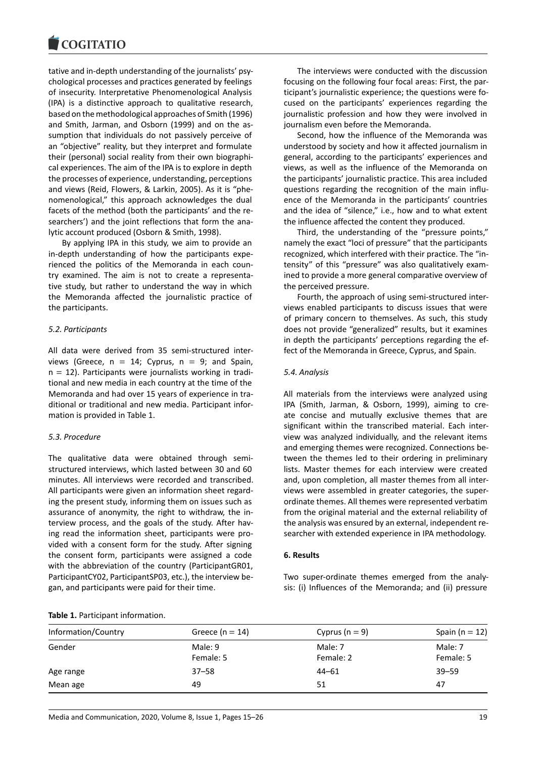tative and in-depth understanding of the journalists' psychological processes and practices generated by feelings of insecurity. Interpretative Phenomenological Analysis (IPA) is a distinctive approach to qualitative research, based on the methodological approaches of Smith (1996) and Smith, Jarman, and Osborn (1999) and on the assumption that individuals do not passively perceive of an "objective" reality, but they interpret and formulate their (personal) social reality from their own biographical experiences. The aim of the IPA is to explore in depth the processes of experience, understanding, perceptions and views (Reid, Flowers, & Larkin, 2005). As it is "phenomenological," this approach acknowledges the dual facets of the method (both the participants' and the researchers') and the joint reflections that form the analytic account produced (Osborn & Smith, 1998).

By applying IPA in this study, we aim to provide an in-depth understanding of how the participants experienced the politics of the Memoranda in each country examined. The aim is not to create a representative study, but rather to understand the way in which the Memoranda affected the journalistic practice of the participants.

### *5.2. Participants*

All data were derived from 35 semi-structured interviews (Greece, n = 14; Cyprus, n = 9; and Spain, n = 12). Participants were journalists working in traditional and new media in each country at the time of the Memoranda and had over 15 years of experience in traditional or traditional and new media. Participant information is provided in Table 1.

### *5.3. Procedure*

The qualitative data were obtained through semi-structured interviews, which lasted between 30 and 60 minutes. All interviews were recorded and transcribed. All participants were given an information sheet regarding the present study, informing them on issues such as assurance of anonymity, the right to withdraw, the interview process, and the goals of the study. After having read the information sheet, participants were provided with a consent form for the study. After signing the consent form, participants were assigned a code with the abbreviation of the country (ParticipantGR01, ParticipantCY02, ParticipantSP03, etc.), the interview began, and participants were paid for their time.

The interviews were conducted with the discussion focusing on the following four focal areas: First, the participant's journalistic experience; the questions were focused on the participants' experiences regarding the journalistic profession and how they were involved in journalism even before the Memoranda.

Second, how the influence of the Memoranda was understood by society and how it affected journalism in general, according to the participants' experiences and views, as well as the influence of the Memoranda on the participants' journalistic practice. This area included questions regarding the recognition of the main influence of the Memoranda in the participants' countries and the idea of "silence," i.e., how and to what extent the influence affected the content they produced.

Third, the understanding of the "pressure points," namely the exact "loci of pressure" that the participants recognized, which interfered with their practice. The "intensity" of this "pressure" was also qualitatively examined to provide a more general comparative overview of the perceived pressure.

Fourth, the approach of using semi-structured interviews enabled participants to discuss issues that were of primary concern to themselves. As such, this study does not provide "generalized" results, but it examines in depth the participants' perceptions regarding the effect of the Memoranda in Greece, Cyprus, and Spain.

### *5.4. Analysis*

All materials from the interviews were analyzed using IPA (Smith, Jarman, & Osborn, 1999), aiming to create concise and mutually exclusive themes that are significant within the transcribed material. Each interview was analyzed individually, and the relevant items and emerging themes were recognized. Connections between the themes led to their ordering in preliminary lists. Master themes for each interview were created and, upon completion, all master themes from all interviews were assembled in greater categories, the super-ordinate themes. All themes were represented verbatim from the original material and the external reliability of the analysis was ensured by an external, independent researcher with extended experience in IPA methodology.

## **6. Results**

Two super-ordinate themes emerged from the analysis: (i) Influences of the Memoranda; and (ii) pressure

**Table 1.** Participant information.

| Information/Country | Greece (n = 14) | Cyprus (n = 9) | Spain (n = 12) |
|---|---|---|---|
| Gender | Male: 9<br>Female: 5 | Male: 7<br>Female: 2 | Male: 7<br>Female: 5 |
| Age range | 37–58 | 44–61 | 39–59 |
| Mean age | 49 | 51 | 47 |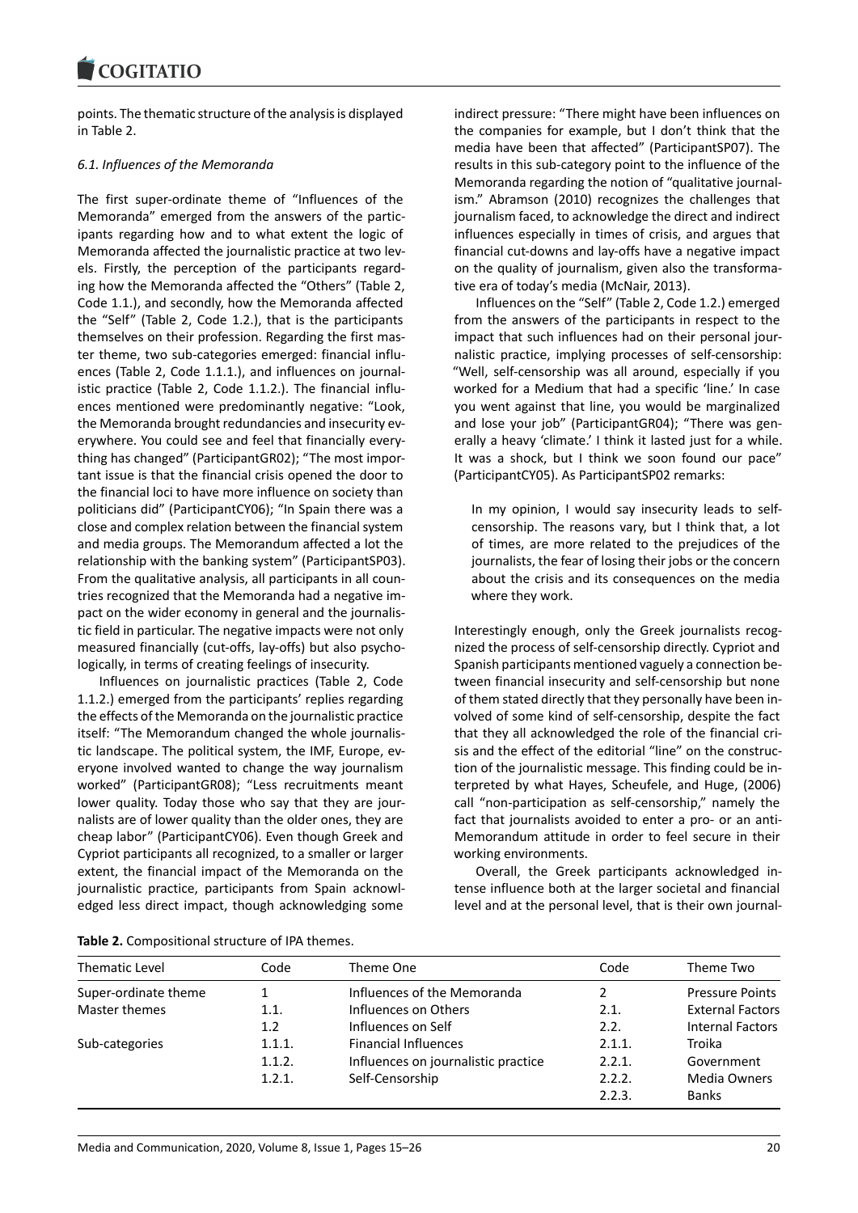points. The thematic structure of the analysis is displayed in Table 2.

### *6.1. Influences of the Memoranda*

The first super-ordinate theme of "Influences of the Memoranda" emerged from the answers of the participants regarding how and to what extent the logic of Memoranda affected the journalistic practice at two levels. Firstly, the perception of the participants regarding how the Memoranda affected the "Others" (Table 2, Code 1.1.), and secondly, how the Memoranda affected the "Self" (Table 2, Code 1.2.), that is the participants themselves on their profession. Regarding the first master theme, two sub-categories emerged: financial influences (Table 2, Code 1.1.1.), and influences on journalistic practice (Table 2, Code 1.1.2.). The financial influences mentioned were predominantly negative: "Look, the Memoranda brought redundancies and insecurity everywhere. You could see and feel that financially everything has changed" (ParticipantGR02); "The most important issue is that the financial crisis opened the door to the financial loci to have more influence on society than politicians did" (ParticipantCY06); "In Spain there was a close and complex relation between the financial system and media groups. The Memorandum affected a lot the relationship with the banking system" (ParticipantSP03). From the qualitative analysis, all participants in all countries recognized that the Memoranda had a negative impact on the wider economy in general and the journalistic field in particular. The negative impacts were not only measured financially (cut-offs, lay-offs) but also psychologically, in terms of creating feelings of insecurity.

Influences on journalistic practices (Table 2, Code 1.1.2.) emerged from the participants' replies regarding the effects of the Memoranda on the journalistic practice itself: "The Memorandum changed the whole journalistic landscape. The political system, the IMF, Europe, everyone involved wanted to change the way journalism worked" (ParticipantGR08); "Less recruitments meant lower quality. Today those who say that they are journalists are of lower quality than the older ones, they are cheap labor" (ParticipantCY06). Even though Greek and Cypriot participants all recognized, to a smaller or larger extent, the financial impact of the Memoranda on the journalistic practice, participants from Spain acknowledged less direct impact, though acknowledging some indirect pressure: "There might have been influences on the companies for example, but I don't think that the media have been that affected" (ParticipantSP07). The results in this sub-category point to the influence of the Memoranda regarding the notion of "qualitative journalism." Abramson (2010) recognizes the challenges that journalism faced, to acknowledge the direct and indirect influences especially in times of crisis, and argues that financial cut-downs and lay-offs have a negative impact on the quality of journalism, given also the transformative era of today's media (McNair, 2013).

Influences on the "Self" (Table 2, Code 1.2.) emerged from the answers of the participants in respect to the impact that such influences had on their personal journalistic practice, implying processes of self-censorship: "Well, self-censorship was all around, especially if you worked for a Medium that had a specific 'line.' In case you went against that line, you would be marginalized and lose your job" (ParticipantGR04); "There was generally a heavy 'climate.' I think it lasted just for a while. It was a shock, but I think we soon found our pace" (ParticipantCY05). As ParticipantSP02 remarks:

> In my opinion, I would say insecurity leads to self-censorship. The reasons vary, but I think that, a lot of times, are more related to the prejudices of the journalists, the fear of losing their jobs or the concern about the crisis and its consequences on the media where they work.

Interestingly enough, only the Greek journalists recognized the process of self-censorship directly. Cypriot and Spanish participants mentioned vaguely a connection between financial insecurity and self-censorship but none of them stated directly that they personally have been involved of some kind of self-censorship, despite the fact that they all acknowledged the role of the financial crisis and the effect of the editorial "line" on the construction of the journalistic message. This finding could be interpreted by what Hayes, Scheufele, and Huge, (2006) call "non-participation as self-censorship," namely the fact that journalists avoided to enter a pro- or an anti-Memorandum attitude in order to feel secure in their working environments.

Overall, the Greek participants acknowledged intense influence both at the larger societal and financial level and at the personal level, that is their own journal-

**Table 2.** Compositional structure of IPA themes.

| Thematic Level | Code | Theme One | Code | Theme Two |
|---|---|---|---|---|
| Super-ordinate theme | 1 | Influences of the Memoranda | 2 | Pressure Points |
| Master themes | 1.1. | Influences on Others | 2.1. | External Factors |
| | 1.2 | Influences on Self | 2.2. | Internal Factors |
| Sub-categories | 1.1.1. | Financial Influences | 2.1.1. | Troika |
| | 1.1.2. | Influences on journalistic practice | 2.2.1. | Government |
| | 1.2.1. | Self-Censorship | 2.2.2. | Media Owners |
| | | | 2.2.3. | Banks |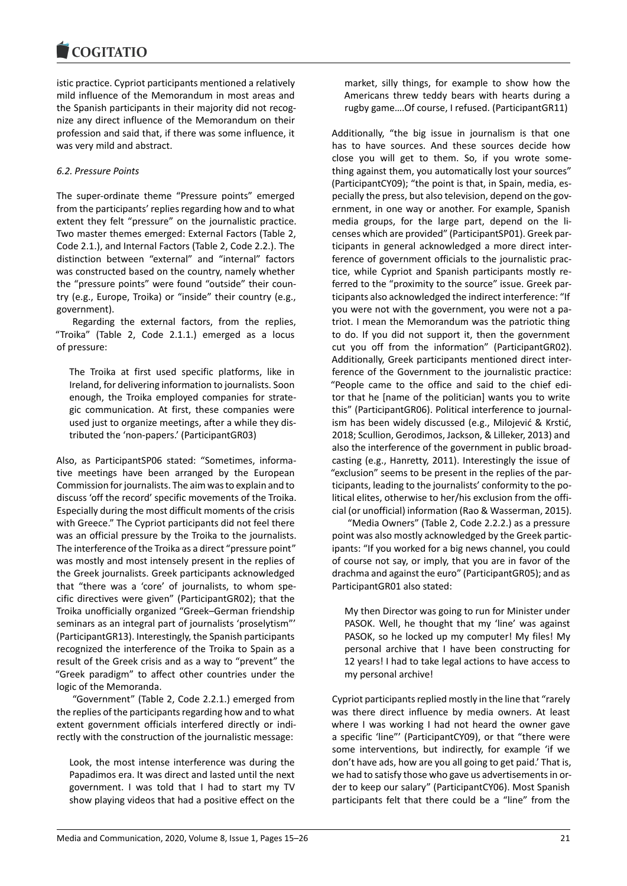istic practice. Cypriot participants mentioned a relatively mild influence of the Memorandum in most areas and the Spanish participants in their majority did not recognize any direct influence of the Memorandum on their profession and said that, if there was some influence, it was very mild and abstract.

### *6.2. Pressure Points*

The super-ordinate theme "Pressure points" emerged from the participants' replies regarding how and to what extent they felt "pressure" on the journalistic practice. Two master themes emerged: External Factors (Table 2, Code 2.1.), and Internal Factors (Table 2, Code 2.2.). The distinction between "external" and "internal" factors was constructed based on the country, namely whether the "pressure points" were found "outside" their country (e.g., Europe, Troika) or "inside" their country (e.g., government).

Regarding the external factors, from the replies, "Troika" (Table 2, Code 2.1.1.) emerged as a locus of pressure:

> The Troika at first used specific platforms, like in Ireland, for delivering information to journalists. Soon enough, the Troika employed companies for strategic communication. At first, these companies were used just to organize meetings, after a while they distributed the 'non-papers.' (ParticipantGR03)

Also, as ParticipantSP06 stated: "Sometimes, informative meetings have been arranged by the European Commission for journalists. The aim was to explain and to discuss 'off the record' specific movements of the Troika. Especially during the most difficult moments of the crisis with Greece." The Cypriot participants did not feel there was an official pressure by the Troika to the journalists. The interference of the Troika as a direct "pressure point" was mostly and most intensely present in the replies of the Greek journalists. Greek participants acknowledged that "there was a 'core' of journalists, to whom specific directives were given" (ParticipantGR02); that the Troika unofficially organized "Greek–German friendship seminars as an integral part of journalists 'proselytism"' (ParticipantGR13). Interestingly, the Spanish participants recognized the interference of the Troika to Spain as a result of the Greek crisis and as a way to "prevent" the "Greek paradigm" to affect other countries under the logic of the Memoranda.

"Government" (Table 2, Code 2.2.1.) emerged from the replies of the participants regarding how and to what extent government officials interfered directly or indirectly with the construction of the journalistic message:

> Look, the most intense interference was during the Papadimos era. It was direct and lasted until the next government. I was told that I had to start my TV show playing videos that had a positive effect on the market, silly things, for example to show how the Americans threw teddy bears with hearts during a rugby game....Of course, I refused. (ParticipantGR11)

Additionally, "the big issue in journalism is that one has to have sources. And these sources decide how close you will get to them. So, if you wrote something against them, you automatically lost your sources" (ParticipantCY09); "the point is that, in Spain, media, especially the press, but also television, depend on the government, in one way or another. For example, Spanish media groups, for the large part, depend on the licenses which are provided" (ParticipantSP01). Greek participants in general acknowledged a more direct interference of government officials to the journalistic practice, while Cypriot and Spanish participants mostly referred to the "proximity to the source" issue. Greek participants also acknowledged the indirect interference: "If you were not with the government, you were not a patriot. I mean the Memorandum was the patriotic thing to do. If you did not support it, then the government cut you off from the information" (ParticipantGR02). Additionally, Greek participants mentioned direct interference of the Government to the journalistic practice: "People came to the office and said to the chief editor that he [name of the politician] wants you to write this" (ParticipantGR06). Political interference to journalism has been widely discussed (e.g., Milojević & Krstić, 2018; Scullion, Gerodimos, Jackson, & Lilleker, 2013) and also the interference of the government in public broadcasting (e.g., Hanretty, 2011). Interestingly the issue of "exclusion" seems to be present in the replies of the participants, leading to the journalists' conformity to the political elites, otherwise to her/his exclusion from the official (or unofficial) information (Rao & Wasserman, 2015).

"Media Owners" (Table 2, Code 2.2.2.) as a pressure point was also mostly acknowledged by the Greek participants: "If you worked for a big news channel, you could of course not say, or imply, that you are in favor of the drachma and against the euro" (ParticipantGR05); and as ParticipantGR01 also stated:

> My then Director was going to run for Minister under PASOK. Well, he thought that my 'line' was against PASOK, so he locked up my computer! My files! My personal archive that I have been constructing for 12 years! I had to take legal actions to have access to my personal archive!

Cypriot participants replied mostly in the line that "rarely was there direct influence by media owners. At least where I was working I had not heard the owner gave a specific 'line"' (ParticipantCY09), or that "there were some interventions, but indirectly, for example 'if we don't have ads, how are you all going to get paid.' That is, we had to satisfy those who gave us advertisements in order to keep our salary" (ParticipantCY06). Most Spanish participants felt that there could be a "line" from the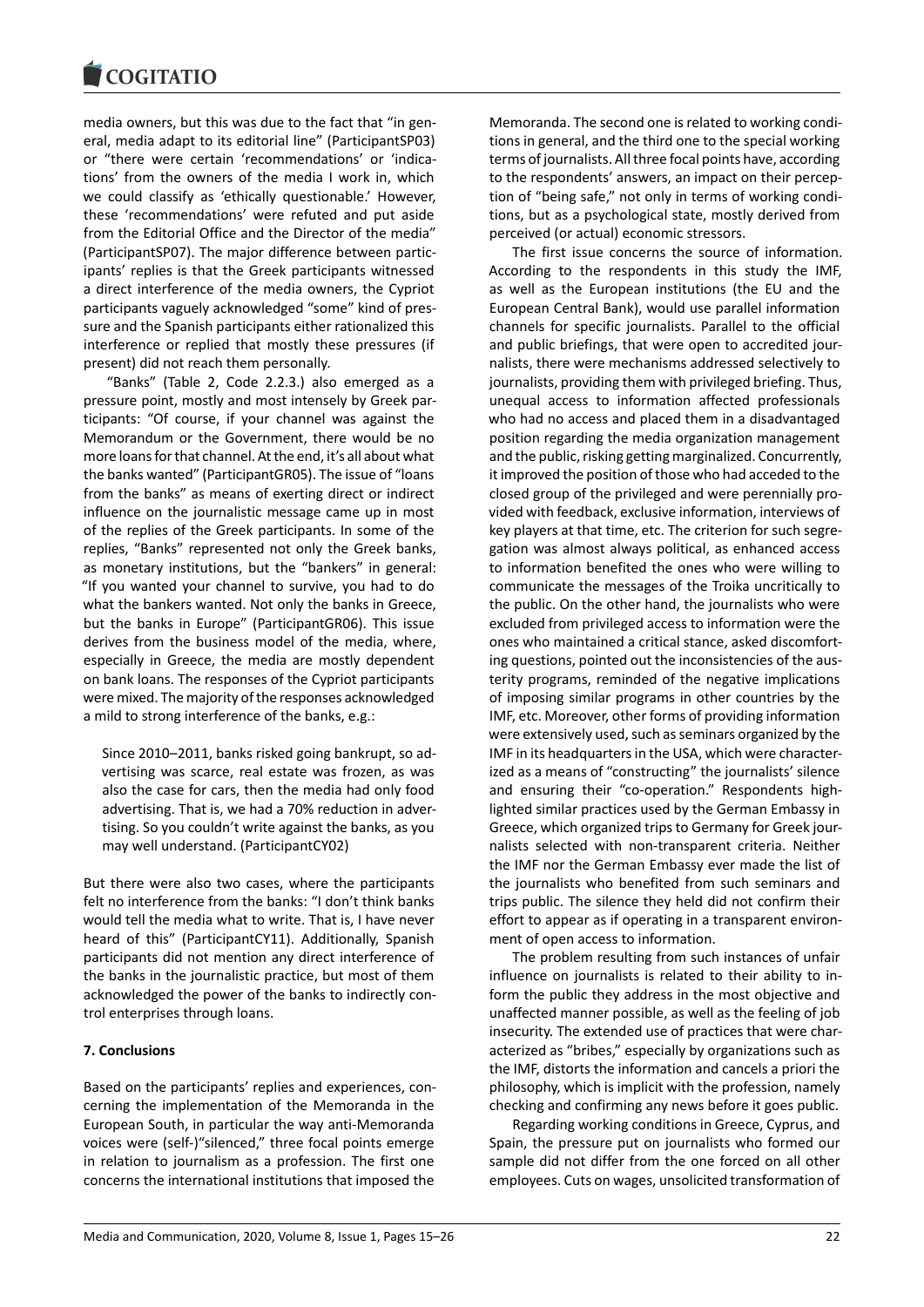media owners, but this was due to the fact that "in general, media adapt to its editorial line" (ParticipantSP03) or "there were certain 'recommendations' or 'indications' from the owners of the media I work in, which we could classify as 'ethically questionable.' However, these 'recommendations' were refuted and put aside from the Editorial Office and the Director of the media" (ParticipantSP07). The major difference between participants' replies is that the Greek participants witnessed a direct interference of the media owners, the Cypriot participants vaguely acknowledged "some" kind of pressure and the Spanish participants either rationalized this interference or replied that mostly these pressures (if present) did not reach them personally.

"Banks" (Table 2, Code 2.2.3.) also emerged as a pressure point, mostly and most intensely by Greek participants: "Of course, if your channel was against the Memorandum or the Government, there would be no more loans for that channel. At the end, it's all about what the banks wanted" (ParticipantGR05). The issue of "loans from the banks" as means of exerting direct or indirect influence on the journalistic message came up in most of the replies of the Greek participants. In some of the replies, "Banks" represented not only the Greek banks, as monetary institutions, but the "bankers" in general: "If you wanted your channel to survive, you had to do what the bankers wanted. Not only the banks in Greece, but the banks in Europe" (ParticipantGR06). This issue derives from the business model of the media, where, especially in Greece, the media are mostly dependent on bank loans. The responses of the Cypriot participants were mixed. The majority of the responses acknowledged a mild to strong interference of the banks, e.g.:

> Since 2010–2011, banks risked going bankrupt, so advertising was scarce, real estate was frozen, as was also the case for cars, then the media had only food advertising. That is, we had a 70% reduction in advertising. So you couldn't write against the banks, as you may well understand. (ParticipantCY02)

But there were also two cases, where the participants felt no interference from the banks: "I don't think banks would tell the media what to write. That is, I have never heard of this" (ParticipantCY11). Additionally, Spanish participants did not mention any direct interference of the banks in the journalistic practice, but most of them acknowledged the power of the banks to indirectly control enterprises through loans.

## 7. Conclusions

Based on the participants' replies and experiences, concerning the implementation of the Memoranda in the European South, in particular the way anti-Memoranda voices were (self-)"silenced," three focal points emerge in relation to journalism as a profession. The first one concerns the international institutions that imposed the Memoranda. The second one is related to working conditions in general, and the third one to the special working terms of journalists. All three focal points have, according to the respondents' answers, an impact on their perception of "being safe," not only in terms of working conditions, but as a psychological state, mostly derived from perceived (or actual) economic stressors.

The first issue concerns the source of information. According to the respondents in this study the IMF, as well as the European institutions (the EU and the European Central Bank), would use parallel information channels for specific journalists. Parallel to the official and public briefings, that were open to accredited journalists, there were mechanisms addressed selectively to journalists, providing them with privileged briefing. Thus, unequal access to information affected professionals who had no access and placed them in a disadvantaged position regarding the media organization management and the public, risking getting marginalized. Concurrently, it improved the position of those who had acceded to the closed group of the privileged and were perennially provided with feedback, exclusive information, interviews of key players at that time, etc. The criterion for such segregation was almost always political, as enhanced access to information benefited the ones who were willing to communicate the messages of the Troika uncritically to the public. On the other hand, the journalists who were excluded from privileged access to information were the ones who maintained a critical stance, asked discomforting questions, pointed out the inconsistencies of the austerity programs, reminded of the negative implications of imposing similar programs in other countries by the IMF, etc. Moreover, other forms of providing information were extensively used, such as seminars organized by the IMF in its headquarters in the USA, which were characterized as a means of "constructing" the journalists' silence and ensuring their "co-operation." Respondents highlighted similar practices used by the German Embassy in Greece, which organized trips to Germany for Greek journalists selected with non-transparent criteria. Neither the IMF nor the German Embassy ever made the list of the journalists who benefited from such seminars and trips public. The silence they held did not confirm their effort to appear as if operating in a transparent environment of open access to information.

The problem resulting from such instances of unfair influence on journalists is related to their ability to inform the public they address in the most objective and unaffected manner possible, as well as the feeling of job insecurity. The extended use of practices that were characterized as "bribes," especially by organizations such as the IMF, distorts the information and cancels a priori the philosophy, which is implicit with the profession, namely checking and confirming any news before it goes public.

Regarding working conditions in Greece, Cyprus, and Spain, the pressure put on journalists who formed our sample did not differ from the one forced on all other employees. Cuts on wages, unsolicited transformation of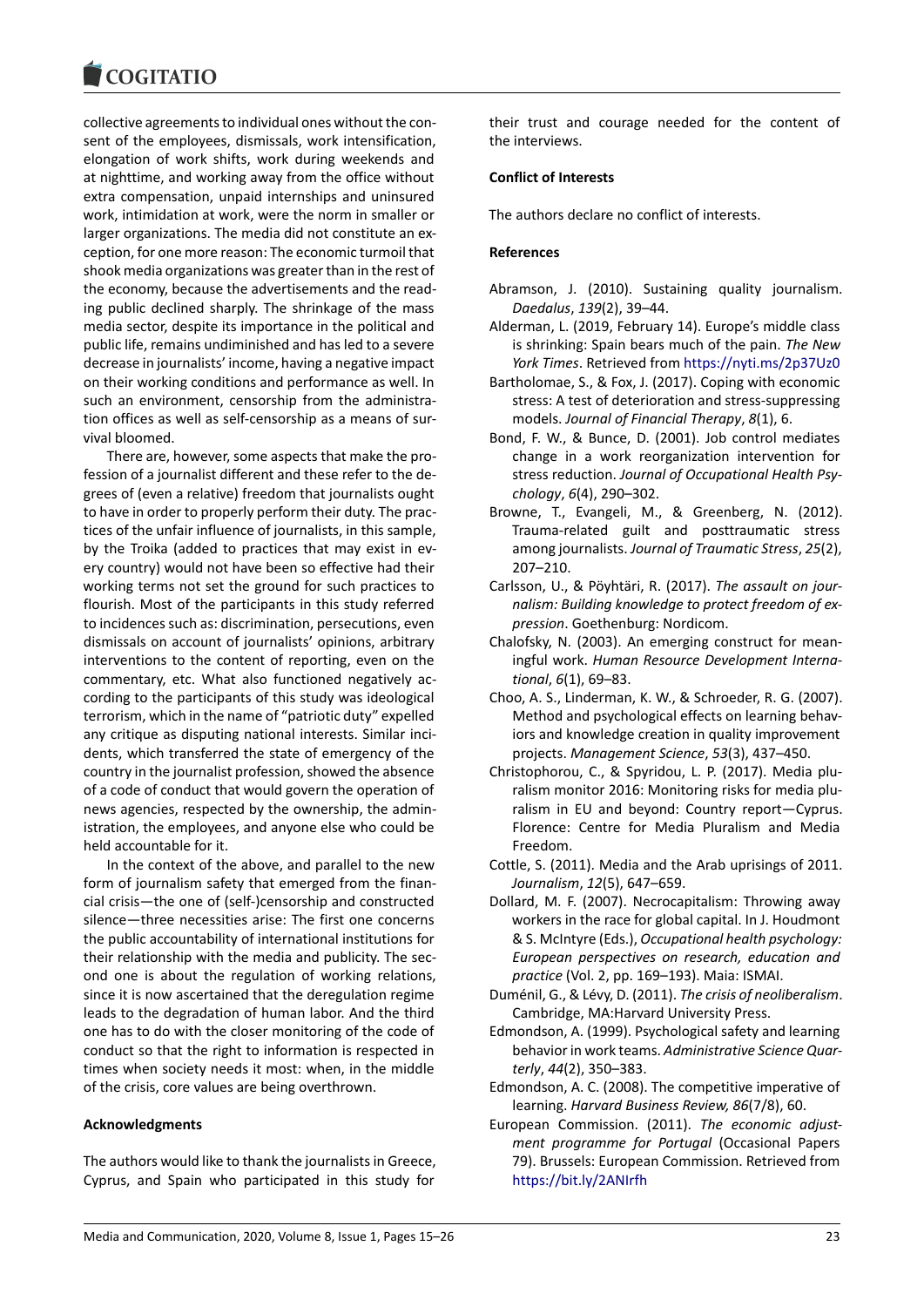collective agreements to individual ones without the consent of the employees, dismissals, work intensification, elongation of work shifts, work during weekends and at nighttime, and working away from the office without extra compensation, unpaid internships and uninsured work, intimidation at work, were the norm in smaller or larger organizations. The media did not constitute an exception, for one more reason: The economic turmoil that shook media organizations was greater than in the rest of the economy, because the advertisements and the reading public declined sharply. The shrinkage of the mass media sector, despite its importance in the political and public life, remains undiminished and has led to a severe decrease in journalists' income, having a negative impact on their working conditions and performance as well. In such an environment, censorship from the administration offices as well as self-censorship as a means of survival bloomed.

There are, however, some aspects that make the profession of a journalist different and these refer to the degrees of (even a relative) freedom that journalists ought to have in order to properly perform their duty. The practices of the unfair influence of journalists, in this sample, by the Troika (added to practices that may exist in every country) would not have been so effective had their working terms not set the ground for such practices to flourish. Most of the participants in this study referred to incidences such as: discrimination, persecutions, even dismissals on account of journalists' opinions, arbitrary interventions to the content of reporting, even on the commentary, etc. What also functioned negatively according to the participants of this study was ideological terrorism, which in the name of "patriotic duty" expelled any critique as disputing national interests. Similar incidents, which transferred the state of emergency of the country in the journalist profession, showed the absence of a code of conduct that would govern the operation of news agencies, respected by the ownership, the administration, the employees, and anyone else who could be held accountable for it.

In the context of the above, and parallel to the new form of journalism safety that emerged from the financial crisis—the one of (self-)censorship and constructed silence—three necessities arise: The first one concerns the public accountability of international institutions for their relationship with the media and publicity. The second one is about the regulation of working relations, since it is now ascertained that the deregulation regime leads to the degradation of human labor. And the third one has to do with the closer monitoring of the code of conduct so that the right to information is respected in times when society needs it most: when, in the middle of the crisis, core values are being overthrown.

**Acknowledgments**

The authors would like to thank the journalists in Greece, Cyprus, and Spain who participated in this study for their trust and courage needed for the content of the interviews.

**Conflict of Interests**

The authors declare no conflict of interests.

**References**

Abramson, J. (2010). Sustaining quality journalism. *Daedalus*, *139*(2), 39–44.

Alderman, L. (2019, February 14). Europe's middle class is shrinking: Spain bears much of the pain. *The New York Times*. Retrieved from https://nyti.ms/2p37Uz0

Bartholomae, S., & Fox, J. (2017). Coping with economic stress: A test of deterioration and stress-suppressing models. *Journal of Financial Therapy*, *8*(1), 6.

Bond, F. W., & Bunce, D. (2001). Job control mediates change in a work reorganization intervention for stress reduction. *Journal of Occupational Health Psychology*, *6*(4), 290–302.

Browne, T., Evangeli, M., & Greenberg, N. (2012). Trauma-related guilt and posttraumatic stress among journalists. *Journal of Traumatic Stress*, *25*(2), 207–210.

Carlsson, U., & Pöyhtäri, R. (2017). *The assault on journalism: Building knowledge to protect freedom of expression*. Goethenburg: Nordicom.

Chalofsky, N. (2003). An emerging construct for meaningful work. *Human Resource Development International*, *6*(1), 69–83.

Choo, A. S., Linderman, K. W., & Schroeder, R. G. (2007). Method and psychological effects on learning behaviors and knowledge creation in quality improvement projects. *Management Science*, *53*(3), 437–450.

Christophorou, C., & Spyridou, L. P. (2017). Media pluralism monitor 2016: Monitoring risks for media pluralism in EU and beyond: Country report—Cyprus. Florence: Centre for Media Pluralism and Media Freedom.

Cottle, S. (2011). Media and the Arab uprisings of 2011. *Journalism*, *12*(5), 647–659.

Dollard, M. F. (2007). Necrocapitalism: Throwing away workers in the race for global capital. In J. Houdmont & S. McIntyre (Eds.), *Occupational health psychology: European perspectives on research, education and practice* (Vol. 2, pp. 169–193). Maia: ISMAI.

Duménil, G., & Lévy, D. (2011). *The crisis of neoliberalism*. Cambridge, MA:Harvard University Press.

Edmondson, A. (1999). Psychological safety and learning behavior in work teams. *Administrative Science Quarterly*, *44*(2), 350–383.

Edmondson, A. C. (2008). The competitive imperative of learning. *Harvard Business Review, 86*(7/8), 60.

European Commission. (2011). *The economic adjustment programme for Portugal* (Occasional Papers 79). Brussels: European Commission. Retrieved from https://bit.ly/2ANIrfh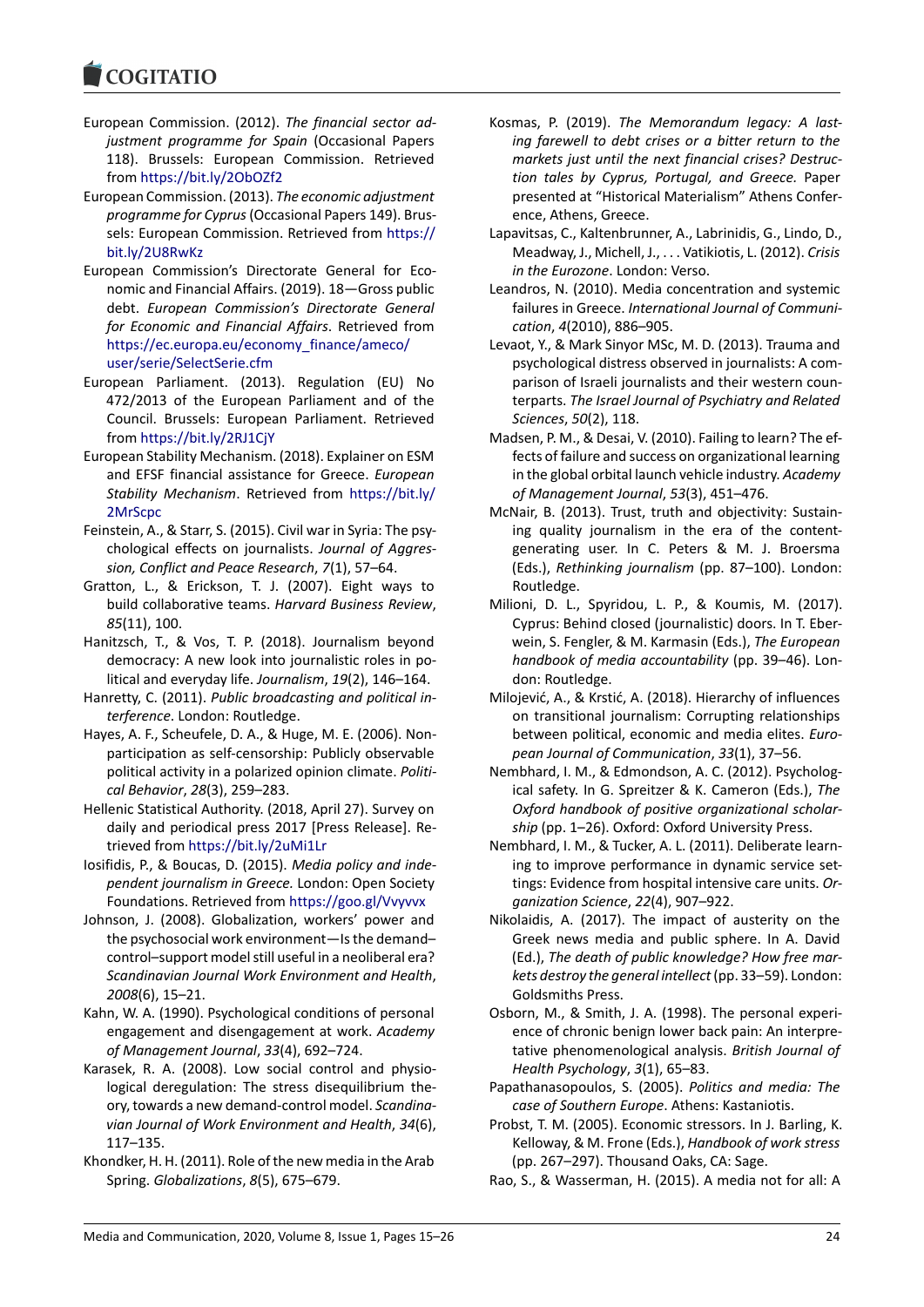European Commission. (2012). *The financial sector adjustment programme for Spain* (Occasional Papers 118). Brussels: European Commission. Retrieved from https://bit.ly/2ObOZf2

European Commission. (2013). *The economic adjustment programme for Cyprus* (Occasional Papers 149). Brussels: European Commission. Retrieved from https://bit.ly/2U8RwKz

European Commission's Directorate General for Economic and Financial Affairs. (2019). 18—Gross public debt. *European Commission's Directorate General for Economic and Financial Affairs*. Retrieved from https://ec.europa.eu/economy_finance/ameco/user/serie/SelectSerie.cfm

European Parliament. (2013). Regulation (EU) No 472/2013 of the European Parliament and of the Council. Brussels: European Parliament. Retrieved from https://bit.ly/2RJ1CjY

European Stability Mechanism. (2018). Explainer on ESM and EFSF financial assistance for Greece. *European Stability Mechanism*. Retrieved from https://bit.ly/2MrScpc

Feinstein, A., & Starr, S. (2015). Civil war in Syria: The psychological effects on journalists. *Journal of Aggression, Conflict and Peace Research*, *7*(1), 57–64.

Gratton, L., & Erickson, T. J. (2007). Eight ways to build collaborative teams. *Harvard Business Review*, *85*(11), 100.

Hanitzsch, T., & Vos, T. P. (2018). Journalism beyond democracy: A new look into journalistic roles in political and everyday life. *Journalism*, *19*(2), 146–164.

Hanretty, C. (2011). *Public broadcasting and political interference*. London: Routledge.

Hayes, A. F., Scheufele, D. A., & Huge, M. E. (2006). Nonparticipation as self-censorship: Publicly observable political activity in a polarized opinion climate. *Political Behavior*, *28*(3), 259–283.

Hellenic Statistical Authority. (2018, April 27). Survey on daily and periodical press 2017 [Press Release]. Retrieved from https://bit.ly/2uMi1Lr

Iosifidis, P., & Boucas, D. (2015). *Media policy and independent journalism in Greece.* London: Open Society Foundations. Retrieved from https://goo.gl/Vvyvvx

Johnson, J. (2008). Globalization, workers' power and the psychosocial work environment—Is the demand–control–support model still useful in a neoliberal era? *Scandinavian Journal Work Environment and Health*, *2008*(6), 15–21.

Kahn, W. A. (1990). Psychological conditions of personal engagement and disengagement at work. *Academy of Management Journal*, *33*(4), 692–724.

Karasek, R. A. (2008). Low social control and physiological deregulation: The stress disequilibrium theory, towards a new demand-control model. *Scandinavian Journal of Work Environment and Health*, *34*(6), 117–135.

Khondker, H. H. (2011). Role of the new media in the Arab Spring. *Globalizations*, *8*(5), 675–679.

Kosmas, P. (2019). *The Memorandum legacy: A lasting farewell to debt crises or a bitter return to the markets just until the next financial crises? Destruction tales by Cyprus, Portugal, and Greece.* Paper presented at "Historical Materialism" Athens Conference, Athens, Greece.

Lapavitsas, C., Kaltenbrunner, A., Labrinidis, G., Lindo, D., Meadway, J., Michell, J., . . . Vatikiotis, L. (2012). *Crisis in the Eurozone*. London: Verso.

Leandros, N. (2010). Media concentration and systemic failures in Greece. *International Journal of Communication*, *4*(2010), 886–905.

Levaot, Y., & Mark Sinyor MSc, M. D. (2013). Trauma and psychological distress observed in journalists: A comparison of Israeli journalists and their western counterparts. *The Israel Journal of Psychiatry and Related Sciences*, *50*(2), 118.

Madsen, P. M., & Desai, V. (2010). Failing to learn? The effects of failure and success on organizational learning in the global orbital launch vehicle industry. *Academy of Management Journal*, *53*(3), 451–476.

McNair, B. (2013). Trust, truth and objectivity: Sustaining quality journalism in the era of the content-generating user. In C. Peters & M. J. Broersma (Eds.), *Rethinking journalism* (pp. 87–100). London: Routledge.

Milioni, D. L., Spyridou, L. P., & Koumis, M. (2017). Cyprus: Behind closed (journalistic) doors. In T. Eberwein, S. Fengler, & M. Karmasin (Eds.), *The European handbook of media accountability* (pp. 39–46). London: Routledge.

Milojević, A., & Krstić, A. (2018). Hierarchy of influences on transitional journalism: Corrupting relationships between political, economic and media elites. *European Journal of Communication*, *33*(1), 37–56.

Nembhard, I. M., & Edmondson, A. C. (2012). Psychological safety. In G. Spreitzer & K. Cameron (Eds.), *The Oxford handbook of positive organizational scholarship* (pp. 1–26). Oxford: Oxford University Press.

Nembhard, I. M., & Tucker, A. L. (2011). Deliberate learning to improve performance in dynamic service settings: Evidence from hospital intensive care units. *Organization Science*, *22*(4), 907–922.

Nikolaidis, A. (2017). The impact of austerity on the Greek news media and public sphere. In A. David (Ed.), *The death of public knowledge? How free markets destroy the general intellect* (pp. 33–59). London: Goldsmiths Press.

Osborn, M., & Smith, J. A. (1998). The personal experience of chronic benign lower back pain: An interpretative phenomenological analysis. *British Journal of Health Psychology*, *3*(1), 65–83.

Papathanasopoulos, S. (2005). *Politics and media: The case of Southern Europe*. Athens: Kastaniotis.

Probst, T. M. (2005). Economic stressors. In J. Barling, K. Kelloway, & M. Frone (Eds.), *Handbook of work stress* (pp. 267–297). Thousand Oaks, CA: Sage.

Rao, S., & Wasserman, H. (2015). A media not for all: A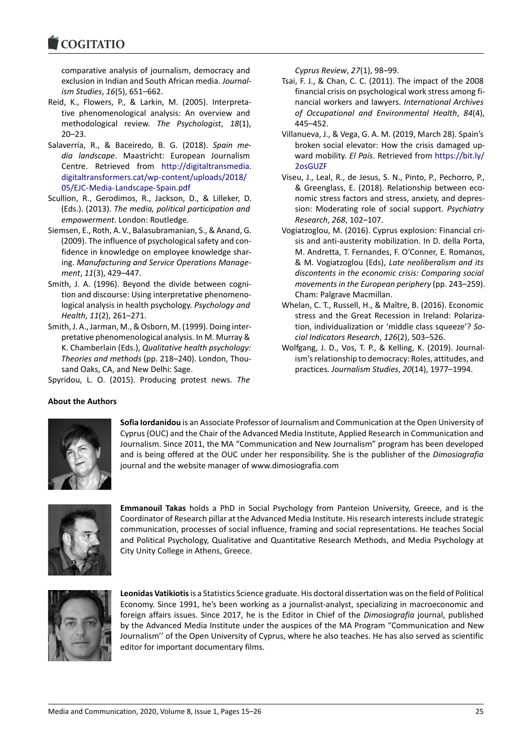comparative analysis of journalism, democracy and exclusion in Indian and South African media. *Journalism Studies*, *16*(5), 651–662.

Reid, K., Flowers, P., & Larkin, M. (2005). Interpretative phenomenological analysis: An overview and methodological review. *The Psychologist*, *18*(1), 20–23.

Salaverría, R., & Baceiredo, B. G. (2018). *Spain media landscape*. Maastricht: European Journalism Centre. Retrieved from http://digitaltransmedia.digitaltransformers.cat/wp-content/uploads/2018/05/EJC-Media-Landscape-Spain.pdf

Scullion, R., Gerodimos, R., Jackson, D., & Lilleker, D. (Eds.). (2013). *The media, political participation and empowerment*. London: Routledge.

Siemsen, E., Roth, A. V., Balasubramanian, S., & Anand, G. (2009). The influence of psychological safety and confidence in knowledge on employee knowledge sharing. *Manufacturing and Service Operations Management*, *11*(3), 429–447.

Smith, J. A. (1996). Beyond the divide between cognition and discourse: Using interpretative phenomenological analysis in health psychology. *Psychology and Health*, *11*(2), 261–271.

Smith, J. A., Jarman, M., & Osborn, M. (1999). Doing interpretative phenomenological analysis. In M. Murray & K. Chamberlain (Eds.), *Qualitative health psychology: Theories and methods* (pp. 218–240). London, Thousand Oaks, CA, and New Delhi: Sage.

Spyridou, L. O. (2015). Producing protest news. *The Cyprus Review*, *27*(1), 98–99.

Tsai, F. J., & Chan, C. C. (2011). The impact of the 2008 financial crisis on psychological work stress among financial workers and lawyers. *International Archives of Occupational and Environmental Health*, *84*(4), 445–452.

Villanueva, J., & Vega, G. A. M. (2019, March 28). Spain's broken social elevator: How the crisis damaged upward mobility. *El País*. Retrieved from https://bit.ly/2osGUZF

Viseu, J., Leal, R., de Jesus, S. N., Pinto, P., Pechorro, P., & Greenglass, E. (2018). Relationship between economic stress factors and stress, anxiety, and depression: Moderating role of social support. *Psychiatry Research*, *268*, 102–107.

Vogiatzoglou, M. (2016). Cyprus explosion: Financial crisis and anti-austerity mobilization. In D. della Porta, M. Andretta, T. Fernandes, F. O'Conner, E. Romanos, & M. Vogiatzoglou (Eds), *Late neoliberalism and its discontents in the economic crisis: Comparing social movements in the European periphery* (pp. 243–259). Cham: Palgrave Macmillan.

Whelan, C. T., Russell, H., & Maître, B. (2016). Economic stress and the Great Recession in Ireland: Polarization, individualization or 'middle class squeeze'? *Social Indicators Research*, *126*(2), 503–526.

Wolfgang, J. D., Vos, T. P., & Kelling, K. (2019). Journalism's relationship to democracy: Roles, attitudes, and practices. *Journalism Studies*, *20*(14), 1977–1994.

### About the Authors

**Sofia Iordanidou** is an Associate Professor of Journalism and Communication at the Open University of Cyprus (OUC) and the Chair of the Advanced Media Institute, Applied Research in Communication and Journalism. Since 2011, the MA "Communication and New Journalism" program has been developed and is being offered at the OUC under her responsibility. She is the publisher of the *Dimosiografia* journal and the website manager of www.dimosiografia.com

**Emmanouil Takas** holds a PhD in Social Psychology from Panteion University, Greece, and is the Coordinator of Research pillar at the Advanced Media Institute. His research interests include strategic communication, processes of social influence, framing and social representations. He teaches Social and Political Psychology, Qualitative and Quantitative Research Methods, and Media Psychology at City Unity College in Athens, Greece.

**Leonidas Vatikiotis** is a Statistics Science graduate. His doctoral dissertation was on the field of Political Economy. Since 1991, he's been working as a journalist-analyst, specializing in macroeconomic and foreign affairs issues. Since 2017, he is the Editor in Chief of the *Dimosiografia* journal, published by the Advanced Media Institute under the auspices of the MA Program "Communication and New Journalism'' of the Open University of Cyprus, where he also teaches. He has also served as scientific editor for important documentary films.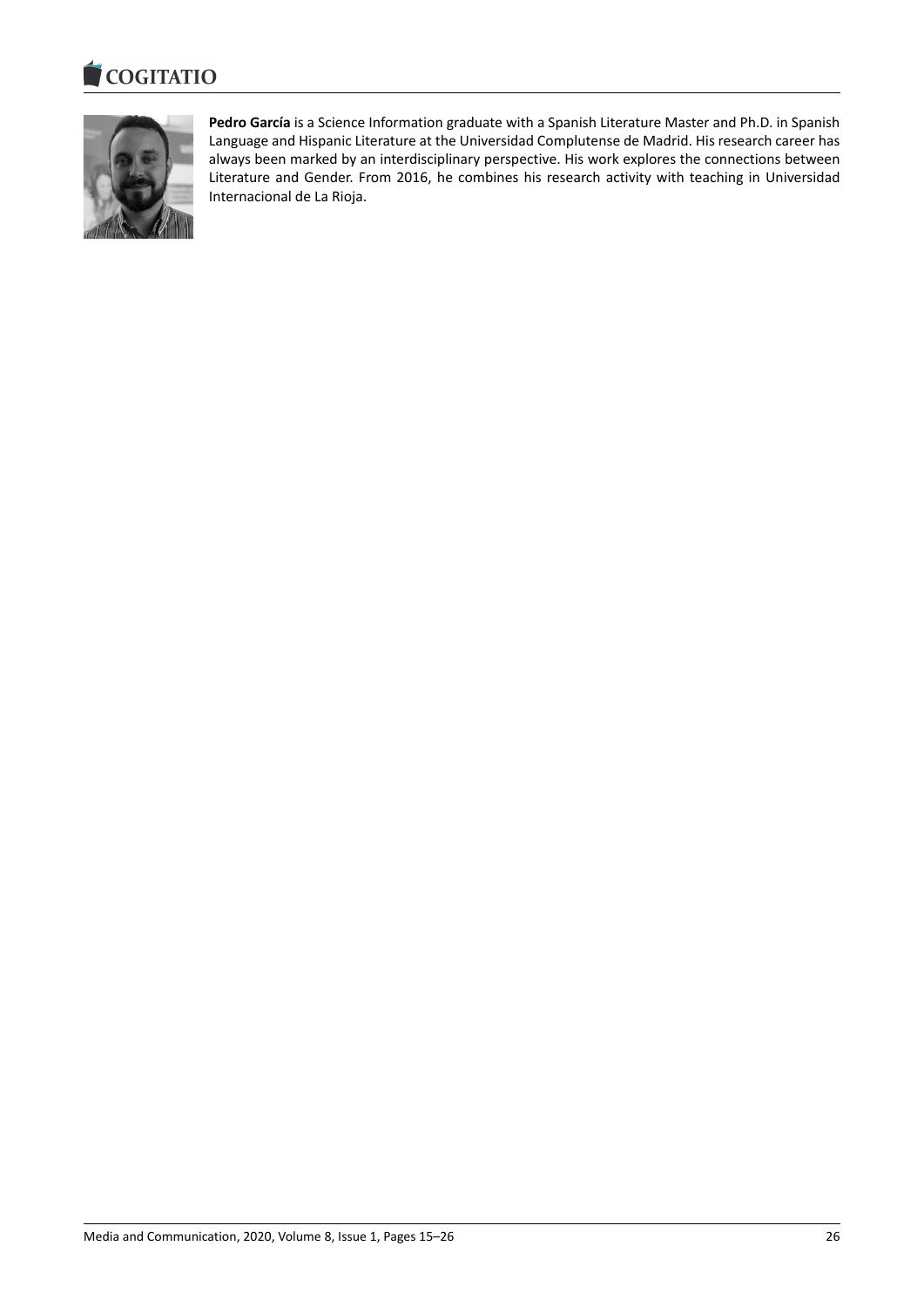**Pedro García** is a Science Information graduate with a Spanish Literature Master and Ph.D. in Spanish Language and Hispanic Literature at the Universidad Complutense de Madrid. His research career has always been marked by an interdisciplinary perspective. His work explores the connections between Literature and Gender. From 2016, he combines his research activity with teaching in Universidad Internacional de La Rioja.